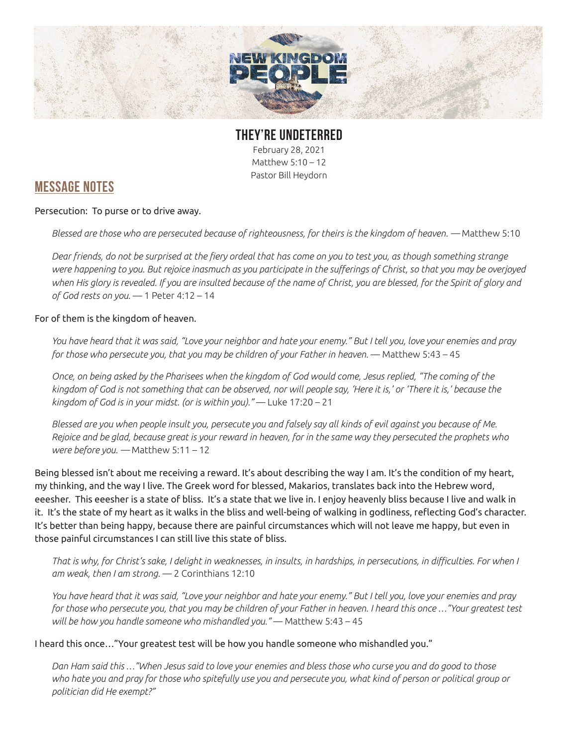# THEY'RE UNDETERRED

February 28, 2021
Matthew 5:10 – 12
Pastor Bill Heydorn

## MESSAGE NOTES

Persecution: To purse or to drive away.

> *Blessed are those who are persecuted because of righteousness, for theirs is the kingdom of heaven.* — Matthew 5:10

> *Dear friends, do not be surprised at the fiery ordeal that has come on you to test you, as though something strange were happening to you. But rejoice inasmuch as you participate in the sufferings of Christ, so that you may be overjoyed when His glory is revealed. If you are insulted because of the name of Christ, you are blessed, for the Spirit of glory and of God rests on you.* — 1 Peter 4:12 – 14

For of them is the kingdom of heaven.

> *You have heard that it was said, "Love your neighbor and hate your enemy." But I tell you, love your enemies and pray for those who persecute you, that you may be children of your Father in heaven.* — Matthew 5:43 – 45

> *Once, on being asked by the Pharisees when the kingdom of God would come, Jesus replied, "The coming of the kingdom of God is not something that can be observed, nor will people say, 'Here it is,' or 'There it is,' because the kingdom of God is in your midst. (or is within you)."* — Luke 17:20 – 21

> *Blessed are you when people insult you, persecute you and falsely say all kinds of evil against you because of Me. Rejoice and be glad, because great is your reward in heaven, for in the same way they persecuted the prophets who were before you.* — Matthew 5:11 – 12

Being blessed isn't about me receiving a reward. It's about describing the way I am. It's the condition of my heart, my thinking, and the way I live. The Greek word for blessed, Makarios, translates back into the Hebrew word, eeesher. This eeesher is a state of bliss. It's a state that we live in. I enjoy heavenly bliss because I live and walk in it. It's the state of my heart as it walks in the bliss and well-being of walking in godliness, reflecting God's character. It's better than being happy, because there are painful circumstances which will not leave me happy, but even in those painful circumstances I can still live this state of bliss.

> *That is why, for Christ's sake, I delight in weaknesses, in insults, in hardships, in persecutions, in difficulties. For when I am weak, then I am strong.* — 2 Corinthians 12:10

> *You have heard that it was said, "Love your neighbor and hate your enemy." But I tell you, love your enemies and pray for those who persecute you, that you may be children of your Father in heaven. I heard this once …"Your greatest test will be how you handle someone who mishandled you."* — Matthew 5:43 – 45

I heard this once…"Your greatest test will be how you handle someone who mishandled you."

> *Dan Ham said this …"When Jesus said to love your enemies and bless those who curse you and do good to those who hate you and pray for those who spitefully use you and persecute you, what kind of person or political group or politician did He exempt?"*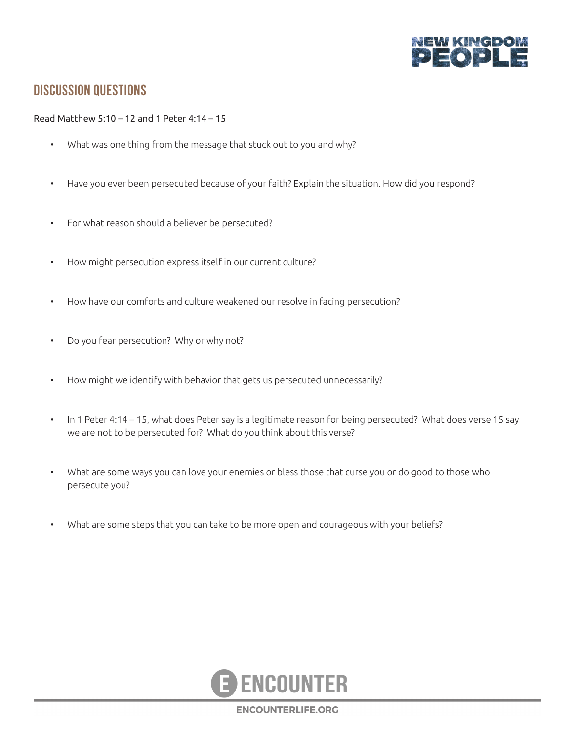## DISCUSSION QUESTIONS

Read Matthew 5:10 – 12 and 1 Peter 4:14 – 15

- What was one thing from the message that stuck out to you and why?
- Have you ever been persecuted because of your faith? Explain the situation. How did you respond?
- For what reason should a believer be persecuted?
- How might persecution express itself in our current culture?
- How have our comforts and culture weakened our resolve in facing persecution?
- Do you fear persecution? Why or why not?
- How might we identify with behavior that gets us persecuted unnecessarily?
- In 1 Peter 4:14 – 15, what does Peter say is a legitimate reason for being persecuted? What does verse 15 say we are not to be persecuted for? What do you think about this verse?
- What are some ways you can love your enemies or bless those that curse you or do good to those who persecute you?
- What are some steps that you can take to be more open and courageous with your beliefs?